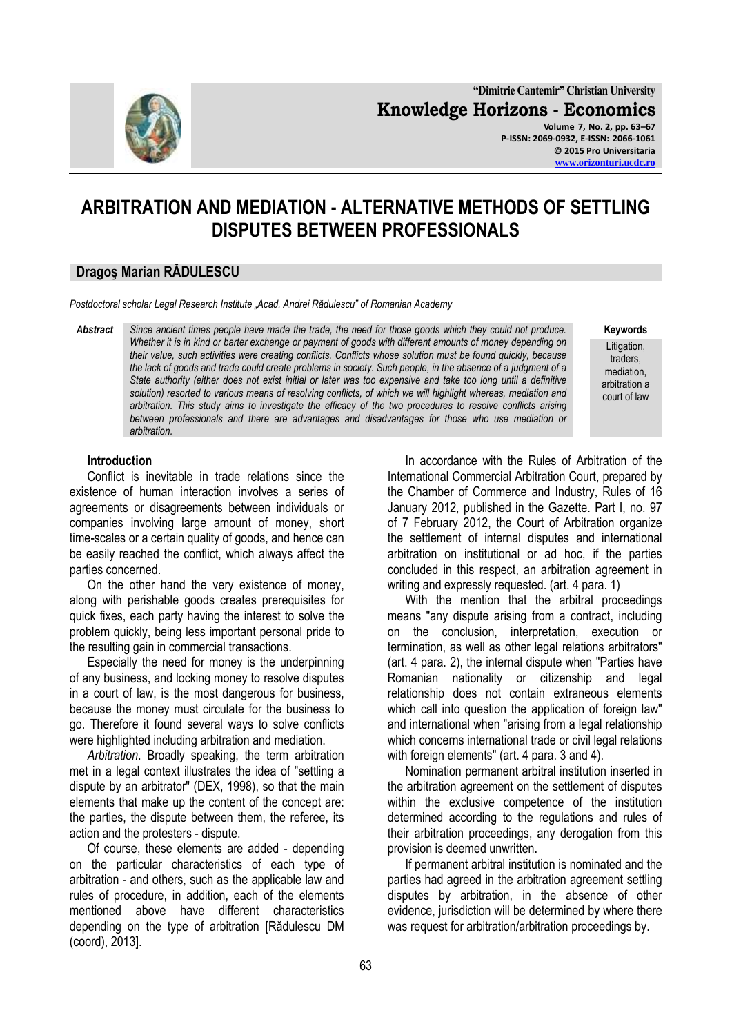# ARBITRATION AND MEDIATION - ALTERNATIVE METHODS OF SETTLING DISPUTES BETWEEN PROFESSIONALS

**Dragoş Marian RĂDULESCU**

*Postdoctoral scholar Legal Research Institute „Acad. Andrei Rădulescu" of Romanian Academy*

***Abstract*** *Since ancient times people have made the trade, the need for those goods which they could not produce. Whether it is in kind or barter exchange or payment of goods with different amounts of money depending on their value, such activities were creating conflicts. Conflicts whose solution must be found quickly, because the lack of goods and trade could create problems in society. Such people, in the absence of a judgment of a State authority (either does not exist initial or later was too expensive and take too long until a definitive solution) resorted to various means of resolving conflicts, of which we will highlight whereas, mediation and arbitration. This study aims to investigate the efficacy of the two procedures to resolve conflicts arising between professionals and there are advantages and disadvantages for those who use mediation or arbitration.*

**Keywords**
Litigation, traders, mediation, arbitration a court of law

### Introduction

Conflict is inevitable in trade relations since the existence of human interaction involves a series of agreements or disagreements between individuals or companies involving large amount of money, short time-scales or a certain quality of goods, and hence can be easily reached the conflict, which always affect the parties concerned.

On the other hand the very existence of money, along with perishable goods creates prerequisites for quick fixes, each party having the interest to solve the problem quickly, being less important personal pride to the resulting gain in commercial transactions.

Especially the need for money is the underpinning of any business, and locking money to resolve disputes in a court of law, is the most dangerous for business, because the money must circulate for the business to go. Therefore it found several ways to solve conflicts were highlighted including arbitration and mediation.

*Arbitration*. Broadly speaking, the term arbitration met in a legal context illustrates the idea of "settling a dispute by an arbitrator" (DEX, 1998), so that the main elements that make up the content of the concept are: the parties, the dispute between them, the referee, its action and the protesters - dispute.

Of course, these elements are added - depending on the particular characteristics of each type of arbitration - and others, such as the applicable law and rules of procedure, in addition, each of the elements mentioned above have different characteristics depending on the type of arbitration [Rădulescu DM (coord), 2013].

In accordance with the Rules of Arbitration of the International Commercial Arbitration Court, prepared by the Chamber of Commerce and Industry, Rules of 16 January 2012, published in the Gazette. Part I, no. 97 of 7 February 2012, the Court of Arbitration organize the settlement of internal disputes and international arbitration on institutional or ad hoc, if the parties concluded in this respect, an arbitration agreement in writing and expressly requested. (art. 4 para. 1)

With the mention that the arbitral proceedings means "any dispute arising from a contract, including on the conclusion, interpretation, execution or termination, as well as other legal relations arbitrators" (art. 4 para. 2), the internal dispute when "Parties have Romanian nationality or citizenship and legal relationship does not contain extraneous elements which call into question the application of foreign law" and international when "arising from a legal relationship which concerns international trade or civil legal relations with foreign elements" (art. 4 para. 3 and 4).

Nomination permanent arbitral institution inserted in the arbitration agreement on the settlement of disputes within the exclusive competence of the institution determined according to the regulations and rules of their arbitration proceedings, any derogation from this provision is deemed unwritten.

If permanent arbitral institution is nominated and the parties had agreed in the arbitration agreement settling disputes by arbitration, in the absence of other evidence, jurisdiction will be determined by where there was request for arbitration/arbitration proceedings by.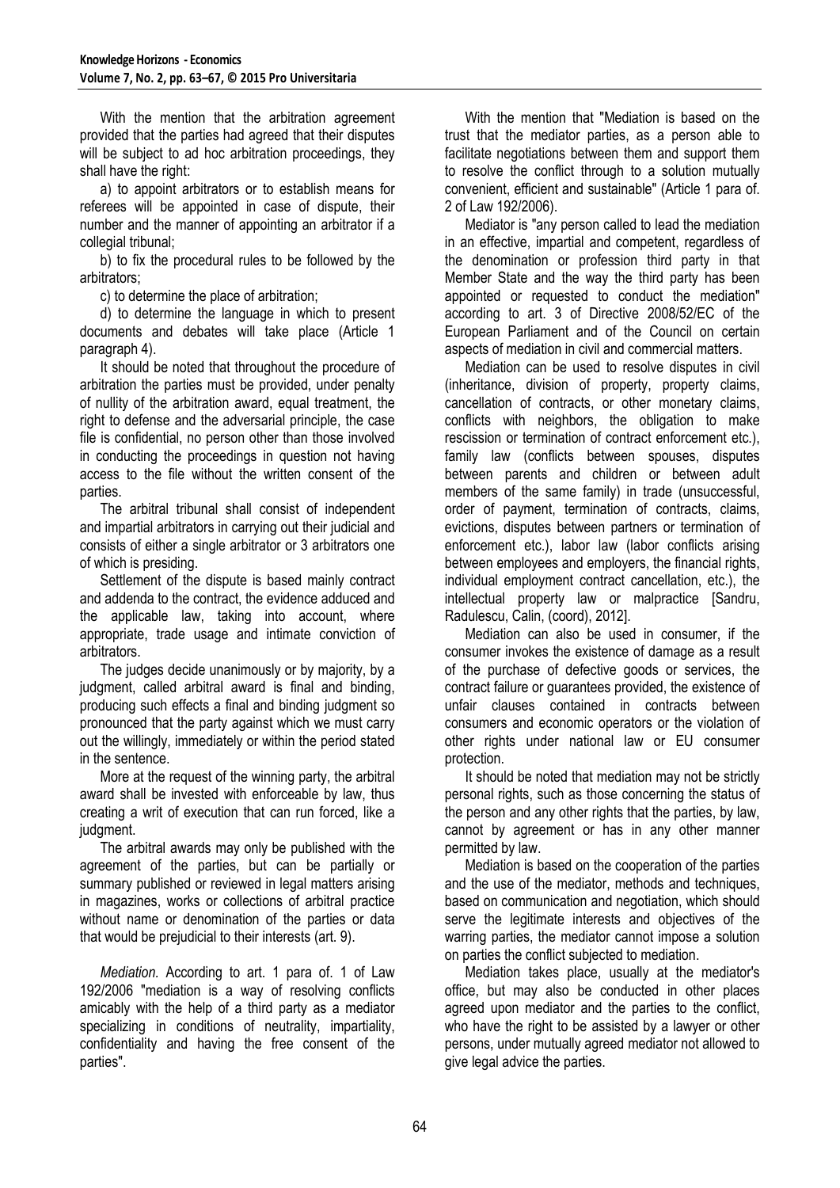With the mention that the arbitration agreement provided that the parties had agreed that their disputes will be subject to ad hoc arbitration proceedings, they shall have the right:

a) to appoint arbitrators or to establish means for referees will be appointed in case of dispute, their number and the manner of appointing an arbitrator if a collegial tribunal;

b) to fix the procedural rules to be followed by the arbitrators;

c) to determine the place of arbitration;

d) to determine the language in which to present documents and debates will take place (Article 1 paragraph 4).

It should be noted that throughout the procedure of arbitration the parties must be provided, under penalty of nullity of the arbitration award, equal treatment, the right to defense and the adversarial principle, the case file is confidential, no person other than those involved in conducting the proceedings in question not having access to the file without the written consent of the parties.

The arbitral tribunal shall consist of independent and impartial arbitrators in carrying out their judicial and consists of either a single arbitrator or 3 arbitrators one of which is presiding.

Settlement of the dispute is based mainly contract and addenda to the contract, the evidence adduced and the applicable law, taking into account, where appropriate, trade usage and intimate conviction of arbitrators.

The judges decide unanimously or by majority, by a judgment, called arbitral award is final and binding, producing such effects a final and binding judgment so pronounced that the party against which we must carry out the willingly, immediately or within the period stated in the sentence.

More at the request of the winning party, the arbitral award shall be invested with enforceable by law, thus creating a writ of execution that can run forced, like a judgment.

The arbitral awards may only be published with the agreement of the parties, but can be partially or summary published or reviewed in legal matters arising in magazines, works or collections of arbitral practice without name or denomination of the parties or data that would be prejudicial to their interests (art. 9).

*Mediation.* According to art. 1 para of. 1 of Law 192/2006 "mediation is a way of resolving conflicts amicably with the help of a third party as a mediator specializing in conditions of neutrality, impartiality, confidentiality and having the free consent of the parties".

With the mention that "Mediation is based on the trust that the mediator parties, as a person able to facilitate negotiations between them and support them to resolve the conflict through to a solution mutually convenient, efficient and sustainable" (Article 1 para of. 2 of Law 192/2006).

Mediator is "any person called to lead the mediation in an effective, impartial and competent, regardless of the denomination or profession third party in that Member State and the way the third party has been appointed or requested to conduct the mediation" according to art. 3 of Directive 2008/52/EC of the European Parliament and of the Council on certain aspects of mediation in civil and commercial matters.

Mediation can be used to resolve disputes in civil (inheritance, division of property, property claims, cancellation of contracts, or other monetary claims, conflicts with neighbors, the obligation to make rescission or termination of contract enforcement etc.), family law (conflicts between spouses, disputes between parents and children or between adult members of the same family) in trade (unsuccessful, order of payment, termination of contracts, claims, evictions, disputes between partners or termination of enforcement etc.), labor law (labor conflicts arising between employees and employers, the financial rights, individual employment contract cancellation, etc.), the intellectual property law or malpractice [Sandru, Radulescu, Calin, (coord), 2012].

Mediation can also be used in consumer, if the consumer invokes the existence of damage as a result of the purchase of defective goods or services, the contract failure or guarantees provided, the existence of unfair clauses contained in contracts between consumers and economic operators or the violation of other rights under national law or EU consumer protection.

It should be noted that mediation may not be strictly personal rights, such as those concerning the status of the person and any other rights that the parties, by law, cannot by agreement or has in any other manner permitted by law.

Mediation is based on the cooperation of the parties and the use of the mediator, methods and techniques, based on communication and negotiation, which should serve the legitimate interests and objectives of the warring parties, the mediator cannot impose a solution on parties the conflict subjected to mediation.

Mediation takes place, usually at the mediator's office, but may also be conducted in other places agreed upon mediator and the parties to the conflict, who have the right to be assisted by a lawyer or other persons, under mutually agreed mediator not allowed to give legal advice the parties.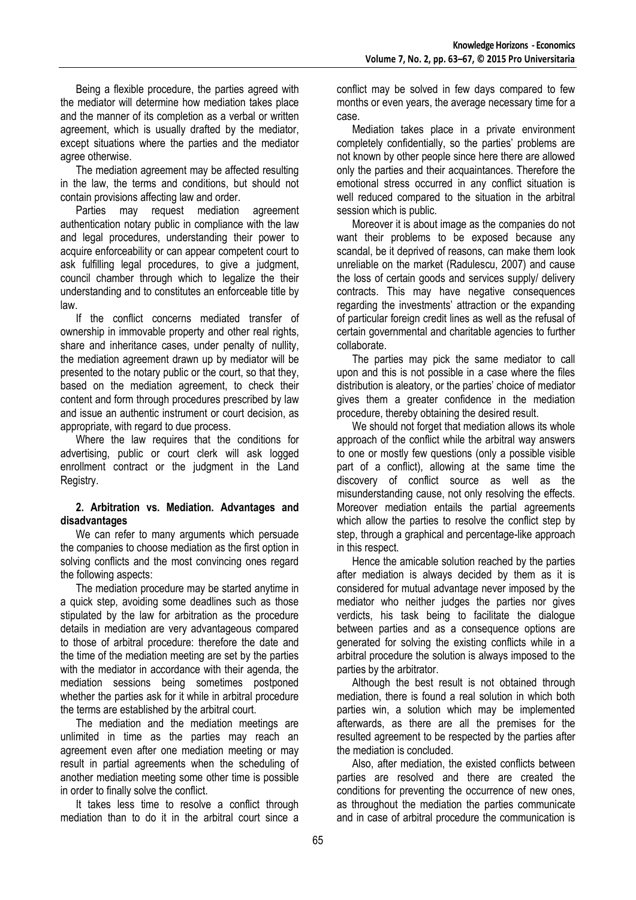Being a flexible procedure, the parties agreed with the mediator will determine how mediation takes place and the manner of its completion as a verbal or written agreement, which is usually drafted by the mediator, except situations where the parties and the mediator agree otherwise.

The mediation agreement may be affected resulting in the law, the terms and conditions, but should not contain provisions affecting law and order.

Parties may request mediation agreement authentication notary public in compliance with the law and legal procedures, understanding their power to acquire enforceability or can appear competent court to ask fulfilling legal procedures, to give a judgment, council chamber through which to legalize the their understanding and to constitutes an enforceable title by law.

If the conflict concerns mediated transfer of ownership in immovable property and other real rights, share and inheritance cases, under penalty of nullity, the mediation agreement drawn up by mediator will be presented to the notary public or the court, so that they, based on the mediation agreement, to check their content and form through procedures prescribed by law and issue an authentic instrument or court decision, as appropriate, with regard to due process.

Where the law requires that the conditions for advertising, public or court clerk will ask logged enrollment contract or the judgment in the Land Registry.

**2. Arbitration vs. Mediation. Advantages and disadvantages**

We can refer to many arguments which persuade the companies to choose mediation as the first option in solving conflicts and the most convincing ones regard the following aspects:

The mediation procedure may be started anytime in a quick step, avoiding some deadlines such as those stipulated by the law for arbitration as the procedure details in mediation are very advantageous compared to those of arbitral procedure: therefore the date and the time of the mediation meeting are set by the parties with the mediator in accordance with their agenda, the mediation sessions being sometimes postponed whether the parties ask for it while in arbitral procedure the terms are established by the arbitral court.

The mediation and the mediation meetings are unlimited in time as the parties may reach an agreement even after one mediation meeting or may result in partial agreements when the scheduling of another mediation meeting some other time is possible in order to finally solve the conflict.

It takes less time to resolve a conflict through mediation than to do it in the arbitral court since a conflict may be solved in few days compared to few months or even years, the average necessary time for a case.

Mediation takes place in a private environment completely confidentially, so the parties' problems are not known by other people since here there are allowed only the parties and their acquaintances. Therefore the emotional stress occurred in any conflict situation is well reduced compared to the situation in the arbitral session which is public.

Moreover it is about image as the companies do not want their problems to be exposed because any scandal, be it deprived of reasons, can make them look unreliable on the market (Radulescu, 2007) and cause the loss of certain goods and services supply/ delivery contracts. This may have negative consequences regarding the investments' attraction or the expanding of particular foreign credit lines as well as the refusal of certain governmental and charitable agencies to further collaborate.

The parties may pick the same mediator to call upon and this is not possible in a case where the files distribution is aleatory, or the parties' choice of mediator gives them a greater confidence in the mediation procedure, thereby obtaining the desired result.

We should not forget that mediation allows its whole approach of the conflict while the arbitral way answers to one or mostly few questions (only a possible visible part of a conflict), allowing at the same time the discovery of conflict source as well as the misunderstanding cause, not only resolving the effects. Moreover mediation entails the partial agreements which allow the parties to resolve the conflict step by step, through a graphical and percentage-like approach in this respect.

Hence the amicable solution reached by the parties after mediation is always decided by them as it is considered for mutual advantage never imposed by the mediator who neither judges the parties nor gives verdicts, his task being to facilitate the dialogue between parties and as a consequence options are generated for solving the existing conflicts while in a arbitral procedure the solution is always imposed to the parties by the arbitrator.

Although the best result is not obtained through mediation, there is found a real solution in which both parties win, a solution which may be implemented afterwards, as there are all the premises for the resulted agreement to be respected by the parties after the mediation is concluded.

Also, after mediation, the existed conflicts between parties are resolved and there are created the conditions for preventing the occurrence of new ones, as throughout the mediation the parties communicate and in case of arbitral procedure the communication is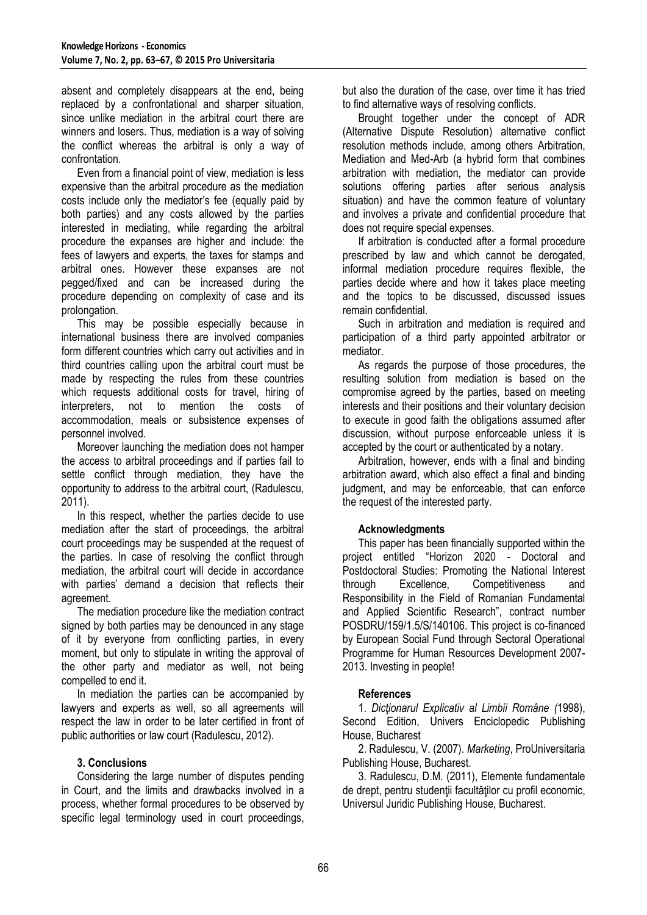absent and completely disappears at the end, being replaced by a confrontational and sharper situation, since unlike mediation in the arbitral court there are winners and losers. Thus, mediation is a way of solving the conflict whereas the arbitral is only a way of confrontation.

Even from a financial point of view, mediation is less expensive than the arbitral procedure as the mediation costs include only the mediator's fee (equally paid by both parties) and any costs allowed by the parties interested in mediating, while regarding the arbitral procedure the expanses are higher and include: the fees of lawyers and experts, the taxes for stamps and arbitral ones. However these expanses are not pegged/fixed and can be increased during the procedure depending on complexity of case and its prolongation.

This may be possible especially because in international business there are involved companies form different countries which carry out activities and in third countries calling upon the arbitral court must be made by respecting the rules from these countries which requests additional costs for travel, hiring of interpreters, not to mention the costs of accommodation, meals or subsistence expenses of personnel involved.

Moreover launching the mediation does not hamper the access to arbitral proceedings and if parties fail to settle conflict through mediation, they have the opportunity to address to the arbitral court, (Radulescu, 2011).

In this respect, whether the parties decide to use mediation after the start of proceedings, the arbitral court proceedings may be suspended at the request of the parties. In case of resolving the conflict through mediation, the arbitral court will decide in accordance with parties' demand a decision that reflects their agreement.

The mediation procedure like the mediation contract signed by both parties may be denounced in any stage of it by everyone from conflicting parties, in every moment, but only to stipulate in writing the approval of the other party and mediator as well, not being compelled to end it.

In mediation the parties can be accompanied by lawyers and experts as well, so all agreements will respect the law in order to be later certified in front of public authorities or law court (Radulescu, 2012).

### 3. Conclusions

Considering the large number of disputes pending in Court, and the limits and drawbacks involved in a process, whether formal procedures to be observed by specific legal terminology used in court proceedings, but also the duration of the case, over time it has tried to find alternative ways of resolving conflicts.

Brought together under the concept of ADR (Alternative Dispute Resolution) alternative conflict resolution methods include, among others Arbitration, Mediation and Med-Arb (a hybrid form that combines arbitration with mediation, the mediator can provide solutions offering parties after serious analysis situation) and have the common feature of voluntary and involves a private and confidential procedure that does not require special expenses.

If arbitration is conducted after a formal procedure prescribed by law and which cannot be derogated, informal mediation procedure requires flexible, the parties decide where and how it takes place meeting and the topics to be discussed, discussed issues remain confidential.

Such in arbitration and mediation is required and participation of a third party appointed arbitrator or mediator.

As regards the purpose of those procedures, the resulting solution from mediation is based on the compromise agreed by the parties, based on meeting interests and their positions and their voluntary decision to execute in good faith the obligations assumed after discussion, without purpose enforceable unless it is accepted by the court or authenticated by a notary.

Arbitration, however, ends with a final and binding arbitration award, which also effect a final and binding judgment, and may be enforceable, that can enforce the request of the interested party.

### Acknowledgments

This paper has been financially supported within the project entitled "Horizon 2020 - Doctoral and Postdoctoral Studies: Promoting the National Interest through Excellence, Competitiveness and Responsibility in the Field of Romanian Fundamental and Applied Scientific Research", contract number POSDRU/159/1.5/S/140106. This project is co-financed by European Social Fund through Sectoral Operational Programme for Human Resources Development 2007-2013. Investing in people!

### References

1. *Dicţionarul Explicativ al Limbii Române (*1998), Second Edition, Univers Enciclopedic Publishing House, Bucharest
2. Radulescu, V. (2007). *Marketing*, ProUniversitaria Publishing House, Bucharest.
3. Radulescu, D.M. (2011), Elemente fundamentale de drept, pentru studenţii facultăţilor cu profil economic, Universul Juridic Publishing House, Bucharest.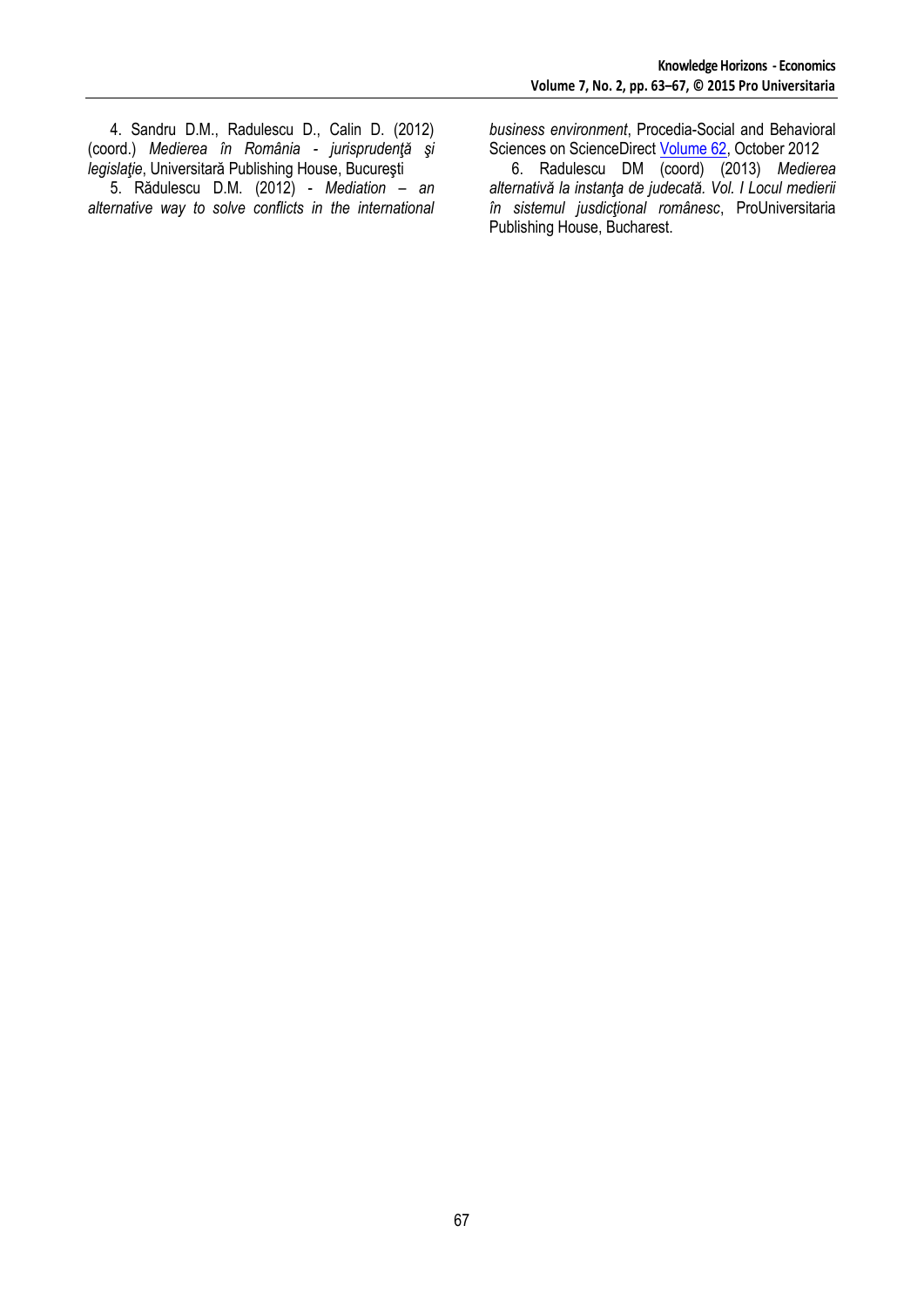4. Sandru D.M., Radulescu D., Calin D. (2012) (coord.) *Medierea în România - jurisprudenţă şi legislaţie*, Universitară Publishing House, Bucureşti

5. Rădulescu D.M. (2012) - *Mediation – an alternative way to solve conflicts in the international business environment*, Procedia-Social and Behavioral Sciences on ScienceDirect Volume 62, October 2012

6. Radulescu DM (coord) (2013) *Medierea alternativă la instanţa de judecată. Vol. I Locul medierii în sistemul jusdicţional românesc*, ProUniversitaria Publishing House, Bucharest.